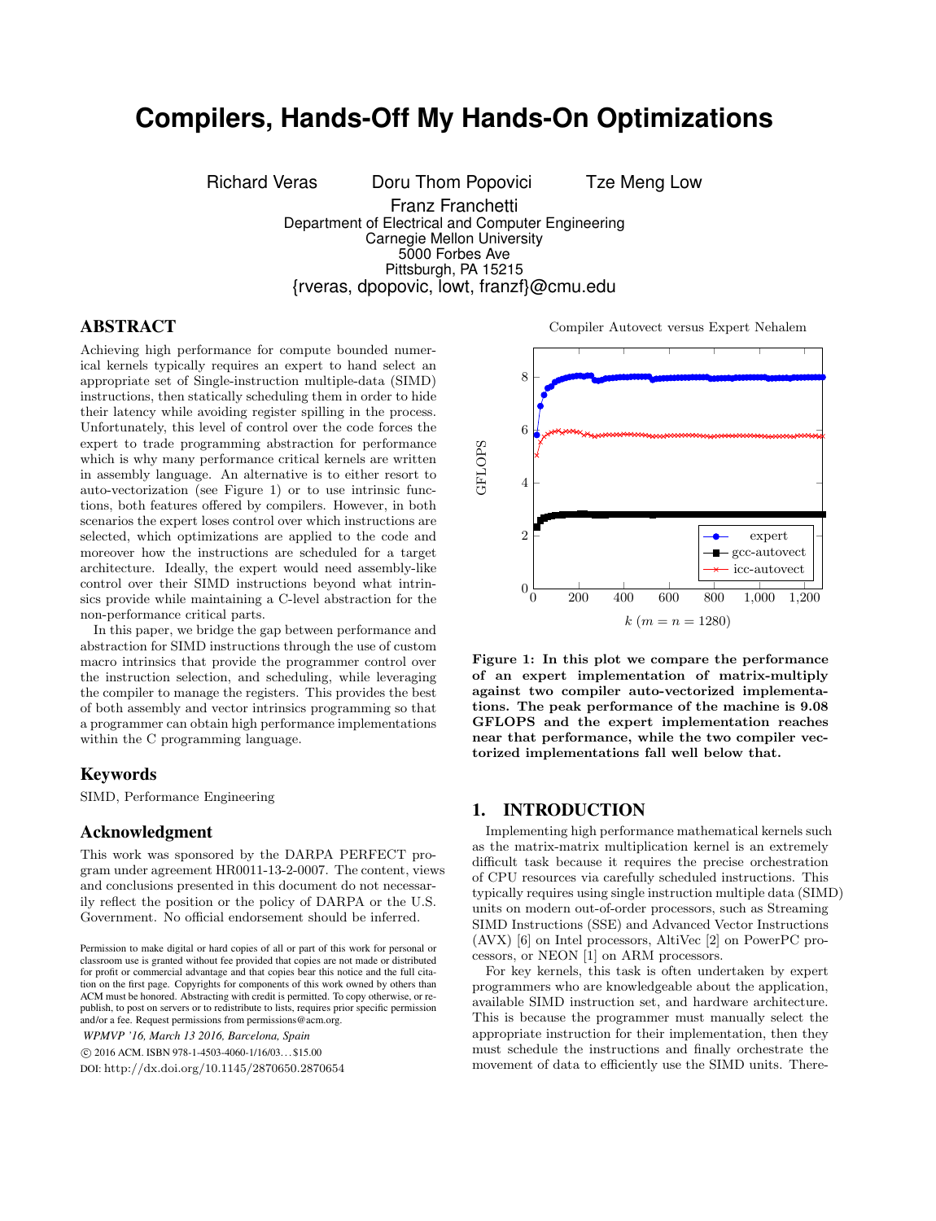# Compilers, Hands-Off My Hands-On Optimizations

Richard Veras  Doru Thom Popovici  Tze Meng Low
Franz Franchetti
Department of Electrical and Computer Engineering
Carnegie Mellon University
5000 Forbes Ave
Pittsburgh, PA 15215
{rveras, dpopovic, lowt, franzf}@cmu.edu

## ABSTRACT

Achieving high performance for compute bounded numerical kernels typically requires an expert to hand select an appropriate set of Single-instruction multiple-data (SIMD) instructions, then statically scheduling them in order to hide their latency while avoiding register spilling in the process. Unfortunately, this level of control over the code forces the expert to trade programming abstraction for performance which is why many performance critical kernels are written in assembly language. An alternative is to either resort to auto-vectorization (see Figure 1) or to use intrinsic functions, both features offered by compilers. However, in both scenarios the expert loses control over which instructions are selected, which optimizations are applied to the code and moreover how the instructions are scheduled for a target architecture. Ideally, the expert would need assembly-like control over their SIMD instructions beyond what intrinsics provide while maintaining a C-level abstraction for the non-performance critical parts.

In this paper, we bridge the gap between performance and abstraction for SIMD instructions through the use of custom macro intrinsics that provide the programmer control over the instruction selection, and scheduling, while leveraging the compiler to manage the registers. This provides the best of both assembly and vector intrinsics programming so that a programmer can obtain high performance implementations within the C programming language.

## Keywords

SIMD, Performance Engineering

## Acknowledgment

This work was sponsored by the DARPA PERFECT program under agreement HR0011-13-2-0007. The content, views and conclusions presented in this document do not necessarily reflect the position or the policy of DARPA or the U.S. Government. No official endorsement should be inferred.

Permission to make digital or hard copies of all or part of this work for personal or classroom use is granted without fee provided that copies are not made or distributed for profit or commercial advantage and that copies bear this notice and the full citation on the first page. Copyrights for components of this work owned by others than ACM must be honored. Abstracting with credit is permitted. To copy otherwise, or republish, to post on servers or to redistribute to lists, requires prior specific permission and/or a fee. Request permissions from permissions@acm.org.

*WPMVP '16, March 13 2016, Barcelona, Spain*
© 2016 ACM. ISBN 978-1-4503-4060-1/16/03...$15.00
DOI: http://dx.doi.org/10.1145/2870650.2870654

**Figure 1: In this plot we compare the performance of an expert implementation of matrix-multiply against two compiler auto-vectorized implementations. The peak performance of the machine is 9.08 GFLOPS and the expert implementation reaches near that performance, while the two compiler vectorized implementations fall well below that.**

## 1. INTRODUCTION

Implementing high performance mathematical kernels such as the matrix-matrix multiplication kernel is an extremely difficult task because it requires the precise orchestration of CPU resources via carefully scheduled instructions. This typically requires using single instruction multiple data (SIMD) units on modern out-of-order processors, such as Streaming SIMD Instructions (SSE) and Advanced Vector Instructions (AVX) [6] on Intel processors, AltiVec [2] on PowerPC processors, or NEON [1] on ARM processors.

For key kernels, this task is often undertaken by expert programmers who are knowledgeable about the application, available SIMD instruction set, and hardware architecture. This is because the programmer must manually select the appropriate instruction for their implementation, then they must schedule the instructions and finally orchestrate the movement of data to efficiently use the SIMD units. There-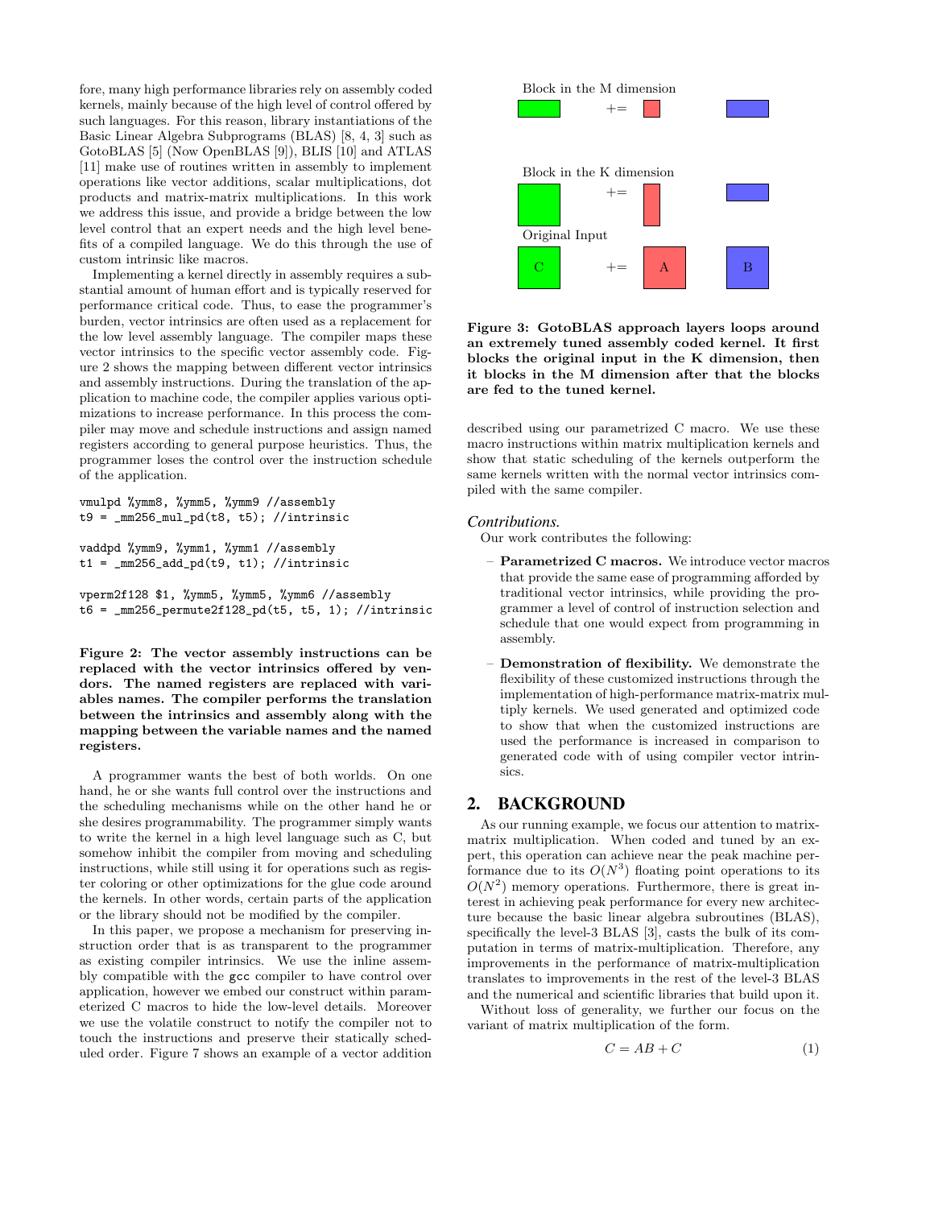fore, many high performance libraries rely on assembly coded kernels, mainly because of the high level of control offered by such languages. For this reason, library instantiations of the Basic Linear Algebra Subprograms (BLAS) [8, 4, 3] such as GotoBLAS [5] (Now OpenBLAS [9]), BLIS [10] and ATLAS [11] make use of routines written in assembly to implement operations like vector additions, scalar multiplications, dot products and matrix-matrix multiplications. In this work we address this issue, and provide a bridge between the low level control that an expert needs and the high level benefits of a compiled language. We do this through the use of custom intrinsic like macros.

Implementing a kernel directly in assembly requires a substantial amount of human effort and is typically reserved for performance critical code. Thus, to ease the programmer's burden, vector intrinsics are often used as a replacement for the low level assembly language. The compiler maps these vector intrinsics to the specific vector assembly code. Figure 2 shows the mapping between different vector intrinsics and assembly instructions. During the translation of the application to machine code, the compiler applies various optimizations to increase performance. In this process the compiler may move and schedule instructions and assign named registers according to general purpose heuristics. Thus, the programmer loses the control over the instruction schedule of the application.

```
vmulpd %ymm8, %ymm5, %ymm9 //assembly
t9 = _mm256_mul_pd(t8, t5); //intrinsic

vaddpd %ymm9, %ymm1, %ymm1 //assembly
t1 = _mm256_add_pd(t9, t1); //intrinsic

vperm2f128 $1, %ymm5, %ymm5, %ymm6 //assembly
t6 = _mm256_permute2f128_pd(t5, t5, 1); //intrinsic
```

**Figure 2: The vector assembly instructions can be replaced with the vector intrinsics offered by vendors. The named registers are replaced with variables names. The compiler performs the translation between the intrinsics and assembly along with the mapping between the variable names and the named registers.**

A programmer wants the best of both worlds. On one hand, he or she wants full control over the instructions and the scheduling mechanisms while on the other hand he or she desires programmability. The programmer simply wants to write the kernel in a high level language such as C, but somehow inhibit the compiler from moving and scheduling instructions, while still using it for operations such as register coloring or other optimizations for the glue code around the kernels. In other words, certain parts of the application or the library should not be modified by the compiler.

In this paper, we propose a mechanism for preserving instruction order that is as transparent to the programmer as existing compiler intrinsics. We use the inline assembly compatible with the gcc compiler to have control over application, however we embed our construct within parameterized C macros to hide the low-level details. Moreover we use the volatile construct to notify the compiler not to touch the instructions and preserve their statically scheduled order. Figure 7 shows an example of a vector addition described using our parametrized C macro. We use these macro instructions within matrix multiplication kernels and show that static scheduling of the kernels outperform the same kernels written with the normal vector intrinsics compiled with the same compiler.

Block in the M dimension

+=

Block in the K dimension

+=

Original Input

C += A B

**Figure 3: GotoBLAS approach layers loops around an extremely tuned assembly coded kernel. It first blocks the original input in the K dimension, then it blocks in the M dimension after that the blocks are fed to the tuned kernel.**

#### *Contributions.*

Our work contributes the following:

- **Parametrized C macros.** We introduce vector macros that provide the same ease of programming afforded by traditional vector intrinsics, while providing the programmer a level of control of instruction selection and schedule that one would expect from programming in assembly.
- **Demonstration of flexibility.** We demonstrate the flexibility of these customized instructions through the implementation of high-performance matrix-matrix multiply kernels. We used generated and optimized code to show that when the customized instructions are used the performance is increased in comparison to generated code with of using compiler vector intrinsics.

## 2. BACKGROUND

As our running example, we focus our attention to matrix-matrix multiplication. When coded and tuned by an expert, this operation can achieve near the peak machine performance due to its $O(N^3)$ floating point operations to its $O(N^2)$ memory operations. Furthermore, there is great interest in achieving peak performance for every new architecture because the basic linear algebra subroutines (BLAS), specifically the level-3 BLAS [3], casts the bulk of its computation in terms of matrix-multiplication. Therefore, any improvements in the performance of matrix-multiplication translates to improvements in the rest of the level-3 BLAS and the numerical and scientific libraries that build upon it.

Without loss of generality, we further our focus on the variant of matrix multiplication of the form.

$$C = AB + C \tag{1}$$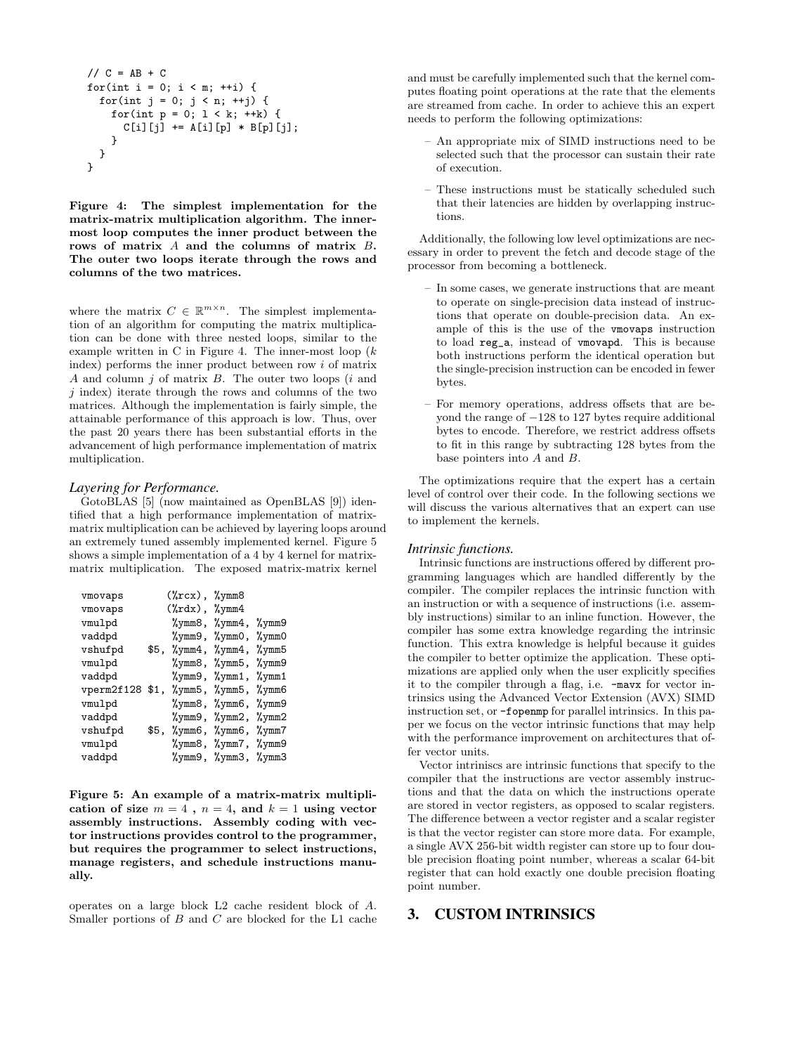```c
// C = AB + C
for(int i = 0; i < m; ++i) {
  for(int j = 0; j < n; ++j) {
    for(int p = 0; l < k; ++k) {
      C[i][j] += A[i][p] * B[p][j];
    }
  }
}
```

**Figure 4: The simplest implementation for the matrix-matrix multiplication algorithm. The innermost loop computes the inner product between the rows of matrix $A$ and the columns of matrix $B$. The outer two loops iterate through the rows and columns of the two matrices.**

where the matrix $C \in \mathbb{R}^{m \times n}$. The simplest implementation of an algorithm for computing the matrix multiplication can be done with three nested loops, similar to the example written in C in Figure 4. The inner-most loop ($k$ index) performs the inner product between row $i$ of matrix $A$ and column $j$ of matrix $B$. The outer two loops ($i$ and $j$ index) iterate through the rows and columns of the two matrices. Although the implementation is fairly simple, the attainable performance of this approach is low. Thus, over the past 20 years there has been substantial efforts in the advancement of high performance implementation of matrix multiplication.

### *Layering for Performance.*

GotoBLAS [5] (now maintained as OpenBLAS [9]) identified that a high performance implementation of matrix-matrix multiplication can be achieved by layering loops around an extremely tuned assembly implemented kernel. Figure 5 shows a simple implementation of a 4 by 4 kernel for matrix-matrix multiplication. The exposed matrix-matrix kernel

```
vmovaps        (%rcx), %ymm8
vmovaps        (%rdx), %ymm4
vmulpd          %ymm8, %ymm4, %ymm9
vaddpd          %ymm9, %ymm0, %ymm0
vshufpd    $5, %ymm4, %ymm4, %ymm5
vmulpd          %ymm8, %ymm5, %ymm9
vaddpd          %ymm9, %ymm1, %ymm1
vperm2f128 $1, %ymm5, %ymm5, %ymm6
vmulpd          %ymm8, %ymm6, %ymm9
vaddpd          %ymm9, %ymm2, %ymm2
vshufpd    $5, %ymm6, %ymm6, %ymm7
vmulpd          %ymm8, %ymm7, %ymm9
vaddpd          %ymm9, %ymm3, %ymm3
```

**Figure 5: An example of a matrix-matrix multiplication of size $m = 4$ , $n = 4$, and $k = 1$ using vector assembly instructions. Assembly coding with vector instructions provides control to the programmer, but requires the programmer to select instructions, manage registers, and schedule instructions manually.**

operates on a large block L2 cache resident block of $A$. Smaller portions of $B$ and $C$ are blocked for the L1 cache and must be carefully implemented such that the kernel computes floating point operations at the rate that the elements are streamed from cache. In order to achieve this an expert needs to perform the following optimizations:

- An appropriate mix of SIMD instructions need to be selected such that the processor can sustain their rate of execution.
- These instructions must be statically scheduled such that their latencies are hidden by overlapping instructions.

Additionally, the following low level optimizations are necessary in order to prevent the fetch and decode stage of the processor from becoming a bottleneck.

- In some cases, we generate instructions that are meant to operate on single-precision data instead of instructions that operate on double-precision data. An example of this is the use of the `vmovaps` instruction to load `reg_a`, instead of `vmovapd`. This is because both instructions perform the identical operation but the single-precision instruction can be encoded in fewer bytes.
- For memory operations, address offsets that are beyond the range of $-128$ to 127 bytes require additional bytes to encode. Therefore, we restrict address offsets to fit in this range by subtracting 128 bytes from the base pointers into $A$ and $B$.

The optimizations require that the expert has a certain level of control over their code. In the following sections we will discuss the various alternatives that an expert can use to implement the kernels.

### *Intrinsic functions.*

Intrinsic functions are instructions offered by different programming languages which are handled differently by the compiler. The compiler replaces the intrinsic function with an instruction or with a sequence of instructions (i.e. assembly instructions) similar to an inline function. However, the compiler has some extra knowledge regarding the intrinsic function. This extra knowledge is helpful because it guides the compiler to better optimize the application. These optimizations are applied only when the user explicitly specifies it to the compiler through a flag, i.e. `-mavx` for vector intrinsics using the Advanced Vector Extension (AVX) SIMD instruction set, or `-fopenmp` for parallel intrinsics. In this paper we focus on the vector intrinsic functions that may help with the performance improvement on architectures that offer vector units.

Vector intriniscs are intrinsic functions that specify to the compiler that the instructions are vector assembly instructions and that the data on which the instructions operate are stored in vector registers, as opposed to scalar registers. The difference between a vector register and a scalar register is that the vector register can store more data. For example, a single AVX 256-bit width register can store up to four double precision floating point number, whereas a scalar 64-bit register that can hold exactly one double precision floating point number.

## 3. CUSTOM INTRINSICS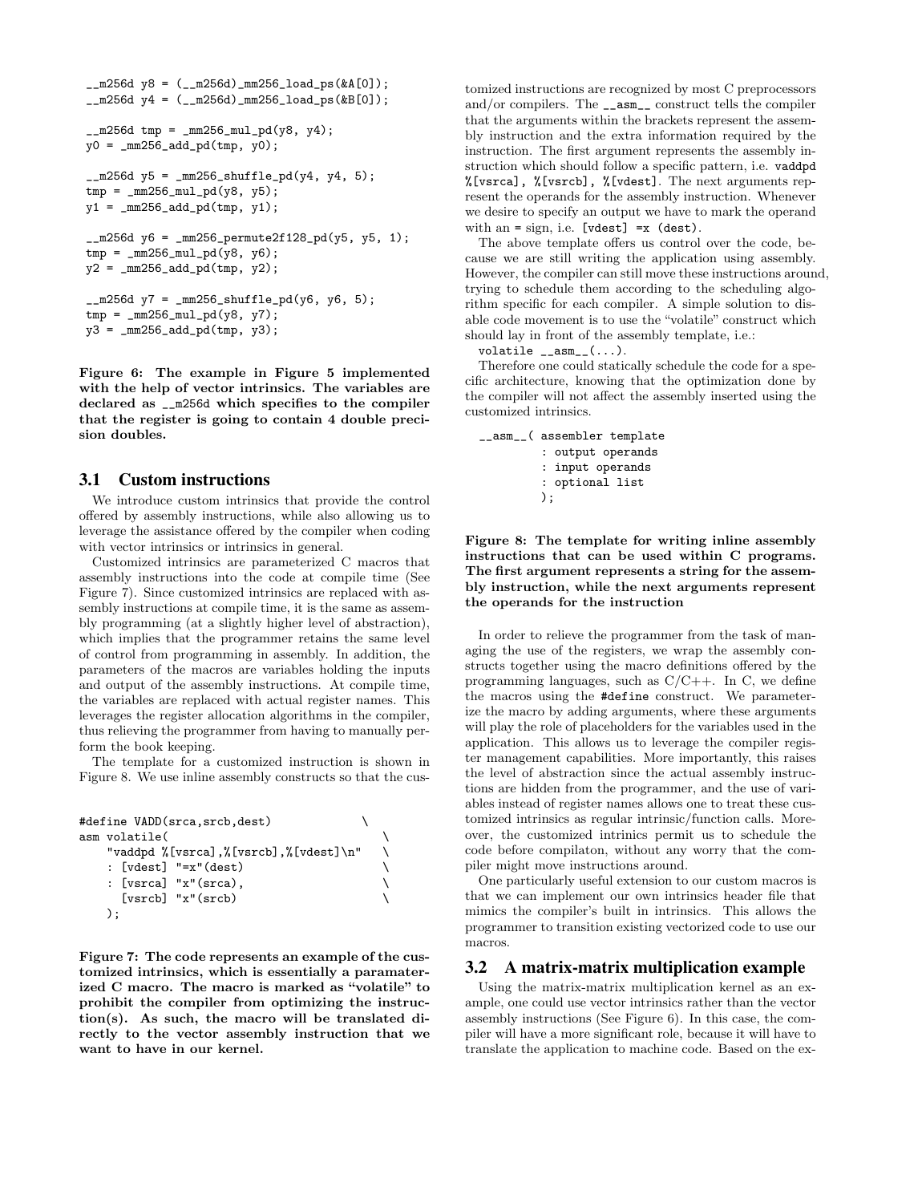```
__m256d y8 = (__m256d)_mm256_load_ps(&A[0]);
__m256d y4 = (__m256d)_mm256_load_ps(&B[0]);

__m256d tmp = _mm256_mul_pd(y8, y4);
y0 = _mm256_add_pd(tmp, y0);

__m256d y5 = _mm256_shuffle_pd(y4, y4, 5);
tmp = _mm256_mul_pd(y8, y5);
y1 = _mm256_add_pd(tmp, y1);

__m256d y6 = _mm256_permute2f128_pd(y5, y5, 1);
tmp = _mm256_mul_pd(y8, y6);
y2 = _mm256_add_pd(tmp, y2);

__m256d y7 = _mm256_shuffle_pd(y6, y6, 5);
tmp = _mm256_mul_pd(y8, y7);
y3 = _mm256_add_pd(tmp, y3);
```

**Figure 6: The example in Figure 5 implemented with the help of vector intrinsics. The variables are declared as `__m256d` which specifies to the compiler that the register is going to contain 4 double precision doubles.**

### 3.1 Custom instructions

We introduce custom intrinsics that provide the control offered by assembly instructions, while also allowing us to leverage the assistance offered by the compiler when coding with vector intrinsics or intrinsics in general.

Customized intrinsics are parameterized C macros that assembly instructions into the code at compile time (See Figure 7). Since customized intrinsics are replaced with assembly instructions at compile time, it is the same as assembly programming (at a slightly higher level of abstraction), which implies that the programmer retains the same level of control from programming in assembly. In addition, the parameters of the macros are variables holding the inputs and output of the assembly instructions. At compile time, the variables are replaced with actual register names. This leverages the register allocation algorithms in the compiler, thus relieving the programmer from having to manually perform the book keeping.

The template for a customized instruction is shown in Figure 8. We use inline assembly constructs so that the customized instructions are recognized by most C preprocessors and/or compilers. The `__asm__` construct tells the compiler that the arguments within the brackets represent the assembly instruction and the extra information required by the instruction. The first argument represents the assembly instruction which should follow a specific pattern, i.e. `vaddpd %[vsrca], %[vsrcb], %[vdest]`. The next arguments represent the operands for the assembly instruction. Whenever we desire to specify an output we have to mark the operand with an `=` sign, i.e. `[vdest] =x (dest)`.

```
#define VADD(srca,srcb,dest)              \
asm volatile(                              \
    "vaddpd %[vsrca],%[vsrcb],%[vdest]\n"  \
    : [vdest] "=x"(dest)                   \
    : [vsrca] "x"(srca),                   \
      [vsrcb] "x"(srcb)                    \
    );
```

**Figure 7: The code represents an example of the customized intrinsics, which is essentially a paramaterized C macro. The macro is marked as "volatile" to prohibit the compiler from optimizing the instruction(s). As such, the macro will be translated directly to the vector assembly instruction that we want to have in our kernel.**

The above template offers us control over the code, because we are still writing the application using assembly. However, the compiler can still move these instructions around, trying to schedule them according to the scheduling algorithm specific for each compiler. A simple solution to disable code movement is to use the "volatile" construct which should lay in front of the assembly template, i.e.: `volatile __asm__(...)`.

Therefore one could statically schedule the code for a specific architecture, knowing that the optimization done by the compiler will not affect the assembly inserted using the customized intrinsics.

```
__asm__( assembler template
         : output operands
         : input operands
         : optional list
         );
```

**Figure 8: The template for writing inline assembly instructions that can be used within C programs. The first argument represents a string for the assembly instruction, while the next arguments represent the operands for the instruction**

In order to relieve the programmer from the task of managing the use of the registers, we wrap the assembly constructs together using the macro definitions offered by the programming languages, such as C/C++. In C, we define the macros using the `#define` construct. We parameterize the macro by adding arguments, where these arguments will play the role of placeholders for the variables used in the application. This allows us to leverage the compiler register management capabilities. More importantly, this raises the level of abstraction since the actual assembly instructions are hidden from the programmer, and the use of variables instead of register names allows one to treat these customized intrinsics as regular intrinsic/function calls. Moreover, the customized intrinics permit us to schedule the code before compilaton, without any worry that the compiler might move instructions around.

One particularly useful extension to our custom macros is that we can implement our own intrinsics header file that mimics the compiler's built in intrinsics. This allows the programmer to transition existing vectorized code to use our macros.

### 3.2 A matrix-matrix multiplication example

Using the matrix-matrix multiplication kernel as an example, one could use vector intrinsics rather than the vector assembly instructions (See Figure 6). In this case, the compiler will have a more significant role, because it will have to translate the application to machine code. Based on the ex-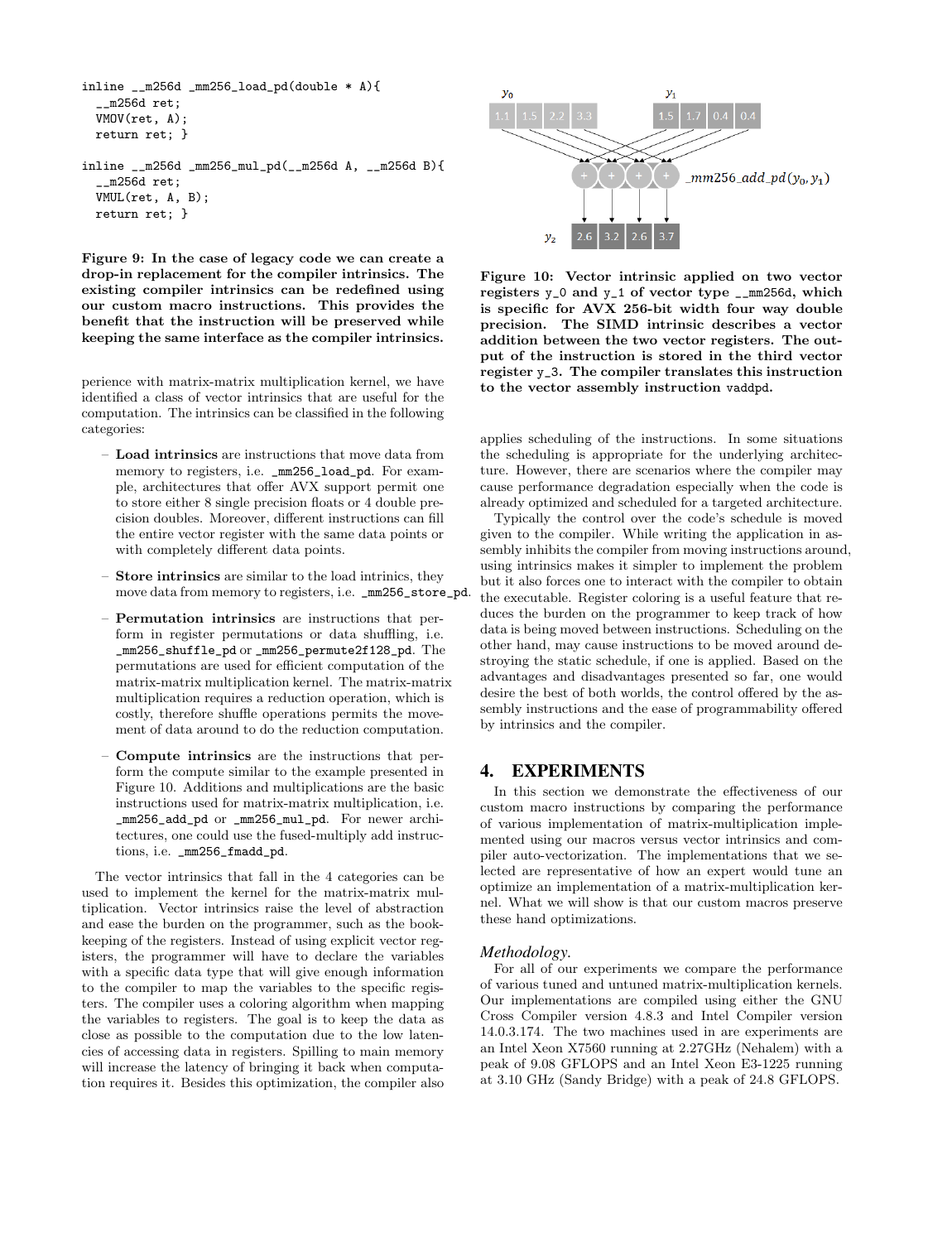```
inline __m256d _mm256_load_pd(double * A){
  __m256d ret;
  VMOV(ret, A);
  return ret; }

inline __m256d _mm256_mul_pd(__m256d A, __m256d B){
  __m256d ret;
  VMUL(ret, A, B);
  return ret; }
```

**Figure 9: In the case of legacy code we can create a drop-in replacement for the compiler intrinsics. The existing compiler intrinsics can be redefined using our custom macro instructions. This provides the benefit that the instruction will be preserved while keeping the same interface as the compiler intrinsics.**

perience with matrix-matrix multiplication kernel, we have identified a class of vector intrinsics that are useful for the computation. The intrinsics can be classified in the following categories:

- **Load intrinsics** are instructions that move data from memory to registers, i.e. `_mm256_load_pd`. For example, architectures that offer AVX support permit one to store either 8 single precision floats or 4 double precision doubles. Moreover, different instructions can fill the entire vector register with the same data points or with completely different data points.

- **Store intrinsics** are similar to the load intrinics, they move data from memory to registers, i.e. `_mm256_store_pd`.

- **Permutation intrinsics** are instructions that perform in register permutations or data shuffling, i.e. `_mm256_shuffle_pd` or `_mm256_permute2f128_pd`. The permutations are used for efficient computation of the matrix-matrix multiplication kernel. The matrix-matrix multiplication requires a reduction operation, which is costly, therefore shuffle operations permits the movement of data around to do the reduction computation.

- **Compute intrinsics** are the instructions that perform the compute similar to the example presented in Figure 10. Additions and multiplications are the basic instructions used for matrix-matrix multiplication, i.e. `_mm256_add_pd` or `_mm256_mul_pd`. For newer architectures, one could use the fused-multiply add instructions, i.e. `_mm256_fmadd_pd`.

The vector intrinsics that fall in the 4 categories can be used to implement the kernel for the matrix-matrix multiplication. Vector intrinsics raise the level of abstraction and ease the burden on the programmer, such as the bookkeeping of the registers. Instead of using explicit vector registers, the programmer will have to declare the variables with a specific data type that will give enough information to the compiler to map the variables to the specific registers. The compiler uses a coloring algorithm when mapping the variables to registers. The goal is to keep the data as close as possible to the computation due to the low latencies of accessing data in registers. Spilling to main memory will increase the latency of bringing it back when computation requires it. Besides this optimization, the compiler also applies scheduling of the instructions. In some situations the scheduling is appropriate for the underlying architecture. However, there are scenarios where the compiler may cause performance degradation especially when the code is already optimized and scheduled for a targeted architecture.

**Figure 10: Vector intrinsic applied on two vector registers y_0 and y_1 of vector type __m256d, which is specific for AVX 256-bit width four way double precision. The SIMD intrinsic describes a vector addition between the two vector registers. The output of the instruction is stored in the third vector register y_3. The compiler translates this instruction to the vector assembly instruction vaddpd.**

Typically the control over the code's schedule is moved given to the compiler. While writing the application in assembly inhibits the compiler from moving instructions around, using intrinsics makes it simpler to implement the problem but it also forces one to interact with the compiler to obtain the executable. Register coloring is a useful feature that reduces the burden on the programmer to keep track of how data is being moved between instructions. Scheduling on the other hand, may cause instructions to be moved around destroying the static schedule, if one is applied. Based on the advantages and disadvantages presented so far, one would desire the best of both worlds, the control offered by the assembly instructions and the ease of programmability offered by intrinsics and the compiler.

# 4. EXPERIMENTS

In this section we demonstrate the effectiveness of our custom macro instructions by comparing the performance of various implementation of matrix-multiplication implemented using our macros versus vector intrinsics and compiler auto-vectorization. The implementations that we selected are representative of how an expert would tune an optimize an implementation of a matrix-multiplication kernel. What we will show is that our custom macros preserve these hand optimizations.

### *Methodology.*

For all of our experiments we compare the performance of various tuned and untuned matrix-multiplication kernels. Our implementations are compiled using either the GNU Cross Compiler version 4.8.3 and Intel Compiler version 14.0.3.174. The two machines used in are experiments are an Intel Xeon X7560 running at 2.27GHz (Nehalem) with a peak of 9.08 GFLOPS and an Intel Xeon E3-1225 running at 3.10 GHz (Sandy Bridge) with a peak of 24.8 GFLOPS.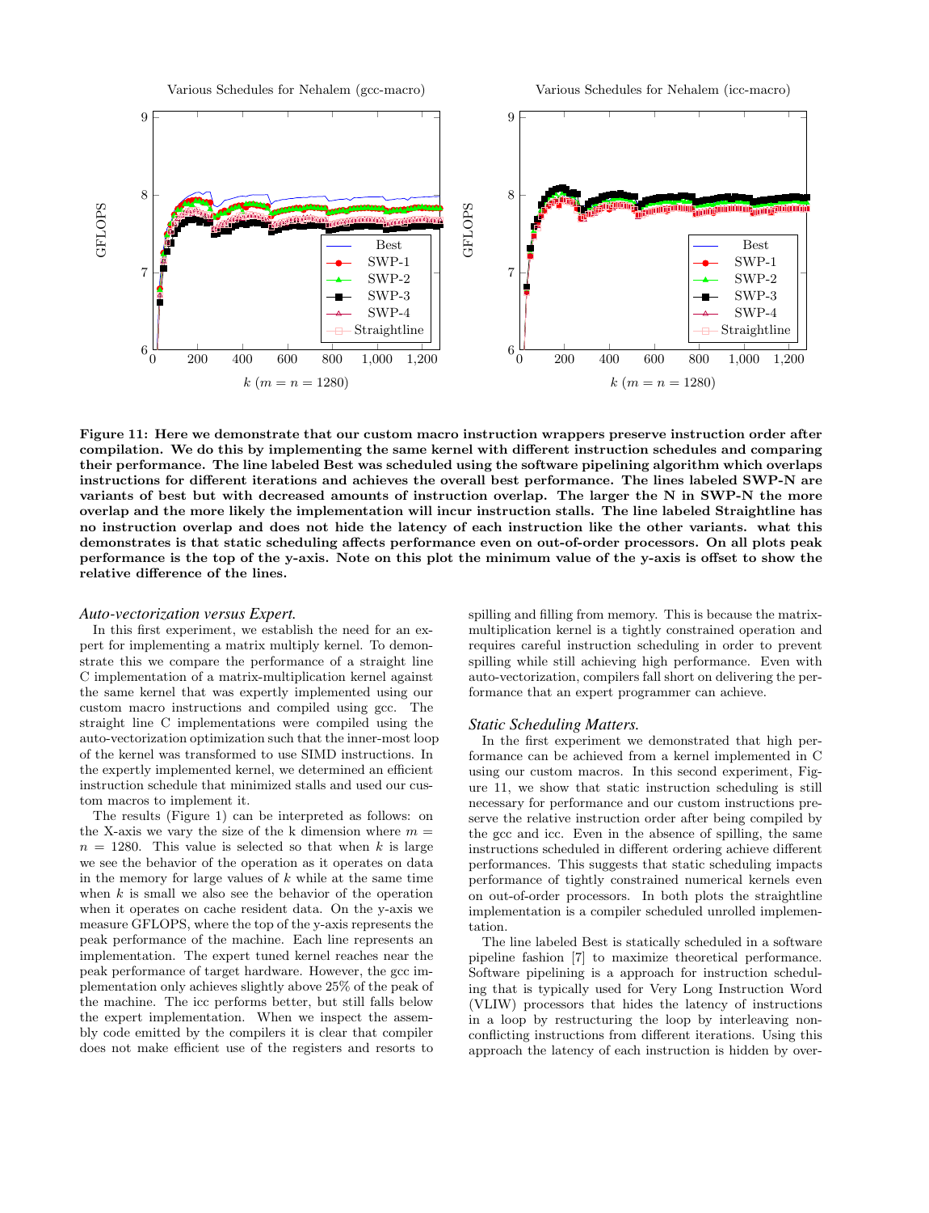**Figure 11: Here we demonstrate that our custom macro instruction wrappers preserve instruction order after compilation. We do this by implementing the same kernel with different instruction schedules and comparing their performance. The line labeled Best was scheduled using the software pipelining algorithm which overlaps instructions for different iterations and achieves the overall best performance. The lines labeled SWP-N are variants of best but with decreased amounts of instruction overlap. The larger the N in SWP-N the more overlap and the more likely the implementation will incur instruction stalls. The line labeled Straightline has no instruction overlap and does not hide the latency of each instruction like the other variants. what this demonstrates is that static scheduling affects performance even on out-of-order processors. On all plots peak performance is the top of the y-axis. Note on this plot the minimum value of the y-axis is offset to show the relative difference of the lines.**

### *Auto-vectorization versus Expert.*

In this first experiment, we establish the need for an expert for implementing a matrix multiply kernel. To demonstrate this we compare the performance of a straight line C implementation of a matrix-multiplication kernel against the same kernel that was expertly implemented using our custom macro instructions and compiled using gcc. The straight line C implementations were compiled using the auto-vectorization optimization such that the inner-most loop of the kernel was transformed to use SIMD instructions. In the expertly implemented kernel, we determined an efficient instruction schedule that minimized stalls and used our custom macros to implement it.

The results (Figure 1) can be interpreted as follows: on the X-axis we vary the size of the k dimension where $m = n = 1280$. This value is selected so that when $k$ is large we see the behavior of the operation as it operates on data in the memory for large values of $k$ while at the same time when $k$ is small we also see the behavior of the operation when it operates on cache resident data. On the y-axis we measure GFLOPS, where the top of the y-axis represents the peak performance of the machine. Each line represents an implementation. The expert tuned kernel reaches near the peak performance of target hardware. However, the gcc implementation only achieves slightly above 25% of the peak of the machine. The icc performs better, but still falls below the expert implementation. When we inspect the assembly code emitted by the compilers it is clear that compiler does not make efficient use of the registers and resorts to spilling and filling from memory. This is because the matrix-multiplication kernel is a tightly constrained operation and requires careful instruction scheduling in order to prevent spilling while still achieving high performance. Even with auto-vectorization, compilers fall short on delivering the performance that an expert programmer can achieve.

### *Static Scheduling Matters.*

In the first experiment we demonstrated that high performance can be achieved from a kernel implemented in C using our custom macros. In this second experiment, Figure 11, we show that static instruction scheduling is still necessary for performance and our custom instructions preserve the relative instruction order after being compiled by the gcc and icc. Even in the absence of spilling, the same instructions scheduled in different ordering achieve different performances. This suggests that static scheduling impacts performance of tightly constrained numerical kernels even on out-of-order processors. In both plots the straightline implementation is a compiler scheduled unrolled implementation.

The line labeled Best is statically scheduled in a software pipeline fashion [7] to maximize theoretical performance. Software pipelining is a approach for instruction scheduling that is typically used for Very Long Instruction Word (VLIW) processors that hides the latency of instructions in a loop by restructuring the loop by interleaving non-conflicting instructions from different iterations. Using this approach the latency of each instruction is hidden by over-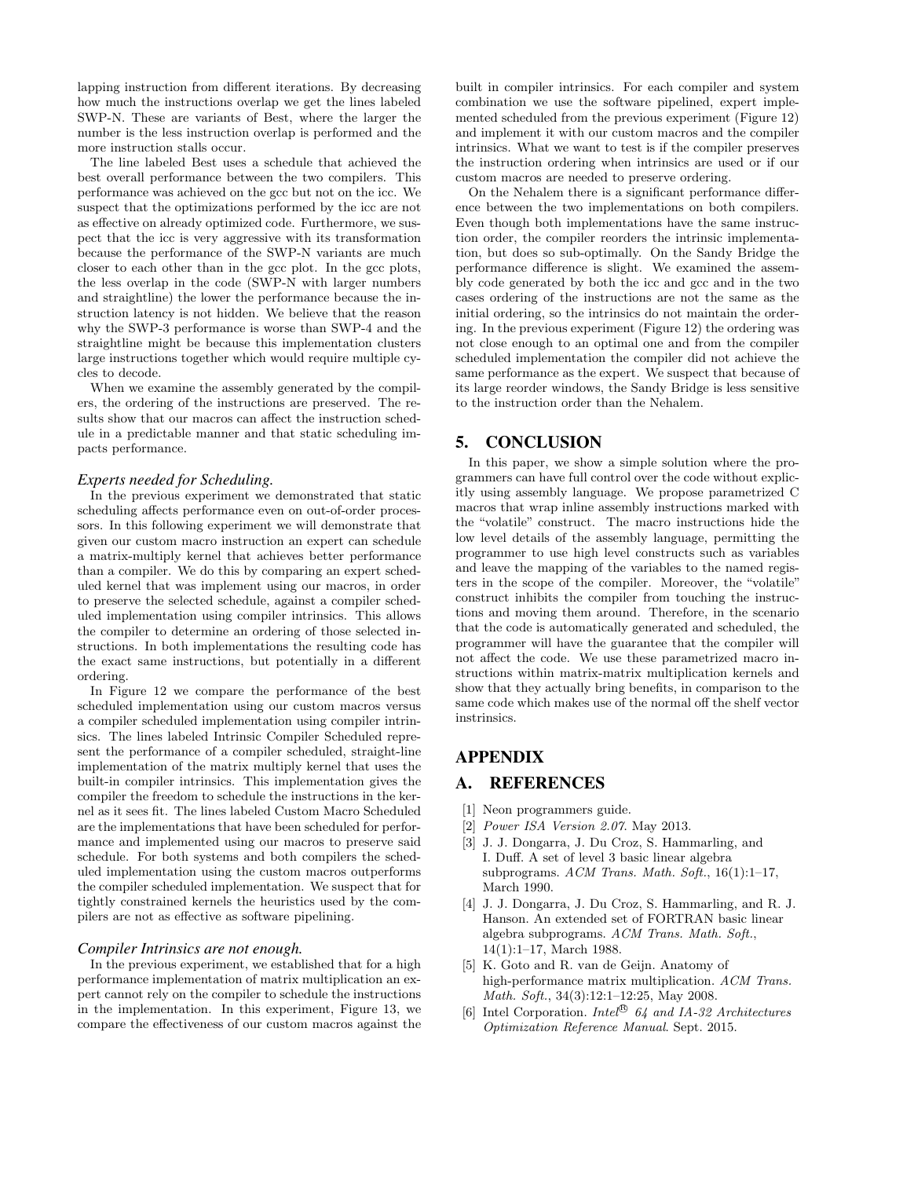lapping instruction from different iterations. By decreasing how much the instructions overlap we get the lines labeled SWP-N. These are variants of Best, where the larger the number is the less instruction overlap is performed and the more instruction stalls occur.

The line labeled Best uses a schedule that achieved the best overall performance between the two compilers. This performance was achieved on the gcc but not on the icc. We suspect that the optimizations performed by the icc are not as effective on already optimized code. Furthermore, we suspect that the icc is very aggressive with its transformation because the performance of the SWP-N variants are much closer to each other than in the gcc plot. In the gcc plots, the less overlap in the code (SWP-N with larger numbers and straightline) the lower the performance because the instruction latency is not hidden. We believe that the reason why the SWP-3 performance is worse than SWP-4 and the straightline might be because this implementation clusters large instructions together which would require multiple cycles to decode.

When we examine the assembly generated by the compilers, the ordering of the instructions are preserved. The results show that our macros can affect the instruction schedule in a predictable manner and that static scheduling impacts performance.

### *Experts needed for Scheduling.*

In the previous experiment we demonstrated that static scheduling affects performance even on out-of-order processors. In this following experiment we will demonstrate that given our custom macro instruction an expert can schedule a matrix-multiply kernel that achieves better performance than a compiler. We do this by comparing an expert scheduled kernel that was implement using our macros, in order to preserve the selected schedule, against a compiler scheduled implementation using compiler intrinsics. This allows the compiler to determine an ordering of those selected instructions. In both implementations the resulting code has the exact same instructions, but potentially in a different ordering.

In Figure 12 we compare the performance of the best scheduled implementation using our custom macros versus a compiler scheduled implementation using compiler intrinsics. The lines labeled Intrinsic Compiler Scheduled represent the performance of a compiler scheduled, straight-line implementation of the matrix multiply kernel that uses the built-in compiler intrinsics. This implementation gives the compiler the freedom to schedule the instructions in the kernel as it sees fit. The lines labeled Custom Macro Scheduled are the implementations that have been scheduled for performance and implemented using our macros to preserve said schedule. For both systems and both compilers the scheduled implementation using the custom macros outperforms the compiler scheduled implementation. We suspect that for tightly constrained kernels the heuristics used by the compilers are not as effective as software pipelining.

### *Compiler Intrinsics are not enough.*

In the previous experiment, we established that for a high performance implementation of matrix multiplication an expert cannot rely on the compiler to schedule the instructions in the implementation. In this experiment, Figure 13, we compare the effectiveness of our custom macros against the built in compiler intrinsics. For each compiler and system combination we use the software pipelined, expert implemented scheduled from the previous experiment (Figure 12) and implement it with our custom macros and the compiler intrinsics. What we want to test is if the compiler preserves the instruction ordering when intrinsics are used or if our custom macros are needed to preserve ordering.

On the Nehalem there is a significant performance difference between the two implementations on both compilers. Even though both implementations have the same instruction order, the compiler reorders the intrinsic implementation, but does so sub-optimally. On the Sandy Bridge the performance difference is slight. We examined the assembly code generated by both the icc and gcc and in the two cases ordering of the instructions are not the same as the initial ordering, so the intrinsics do not maintain the ordering. In the previous experiment (Figure 12) the ordering was not close enough to an optimal one and from the compiler scheduled implementation the compiler did not achieve the same performance as the expert. We suspect that because of its large reorder windows, the Sandy Bridge is less sensitive to the instruction order than the Nehalem.

## 5. CONCLUSION

In this paper, we show a simple solution where the programmers can have full control over the code without explicitly using assembly language. We propose parametrized C macros that wrap inline assembly instructions marked with the "volatile" construct. The macro instructions hide the low level details of the assembly language, permitting the programmer to use high level constructs such as variables and leave the mapping of the variables to the named registers in the scope of the compiler. Moreover, the "volatile" construct inhibits the compiler from touching the instructions and moving them around. Therefore, in the scenario that the code is automatically generated and scheduled, the programmer will have the guarantee that the compiler will not affect the code. We use these parametrized macro instructions within matrix-matrix multiplication kernels and show that they actually bring benefits, in comparison to the same code which makes use of the normal off the shelf vector instrinsics.

## APPENDIX

## A. REFERENCES

[1] Neon programmers guide.

[2] *Power ISA Version 2.07*. May 2013.

[3] J. J. Dongarra, J. Du Croz, S. Hammarling, and I. Duff. A set of level 3 basic linear algebra subprograms. *ACM Trans. Math. Soft.*, 16(1):1–17, March 1990.

[4] J. J. Dongarra, J. Du Croz, S. Hammarling, and R. J. Hanson. An extended set of FORTRAN basic linear algebra subprograms. *ACM Trans. Math. Soft.*, 14(1):1–17, March 1988.

[5] K. Goto and R. van de Geijn. Anatomy of high-performance matrix multiplication. *ACM Trans. Math. Soft.*, 34(3):12:1–12:25, May 2008.

[6] Intel Corporation. *Intel® 64 and IA-32 Architectures Optimization Reference Manual*. Sept. 2015.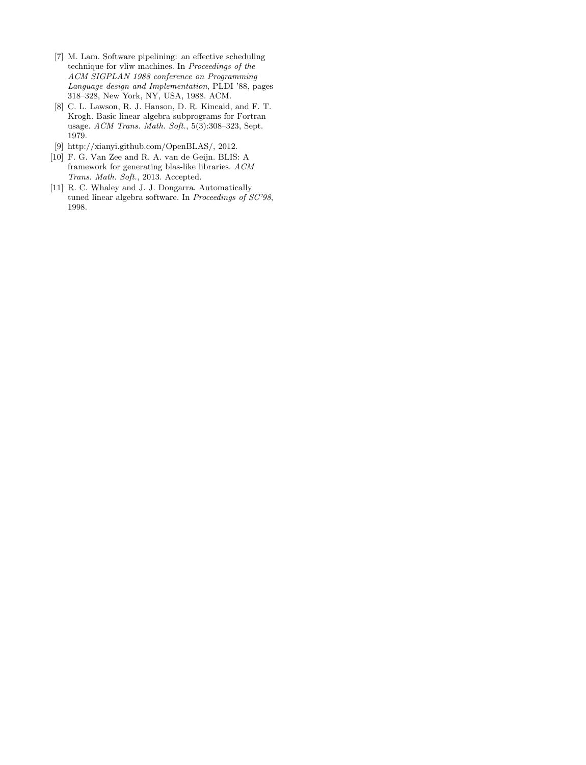[7] M. Lam. Software pipelining: an effective scheduling technique for vliw machines. In *Proceedings of the ACM SIGPLAN 1988 conference on Programming Language design and Implementation*, PLDI '88, pages 318–328, New York, NY, USA, 1988. ACM.

[8] C. L. Lawson, R. J. Hanson, D. R. Kincaid, and F. T. Krogh. Basic linear algebra subprograms for Fortran usage. *ACM Trans. Math. Soft.*, 5(3):308–323, Sept. 1979.

[9] http://xianyi.github.com/OpenBLAS/, 2012.

[10] F. G. Van Zee and R. A. van de Geijn. BLIS: A framework for generating blas-like libraries. *ACM Trans. Math. Soft.*, 2013. Accepted.

[11] R. C. Whaley and J. J. Dongarra. Automatically tuned linear algebra software. In *Proceedings of SC'98*, 1998.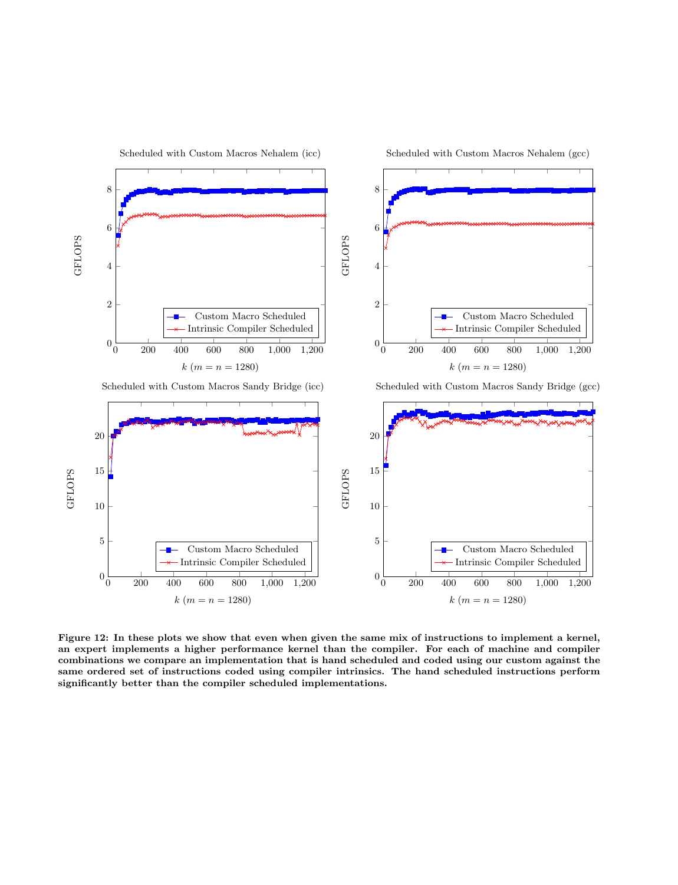**Figure 12: In these plots we show that even when given the same mix of instructions to implement a kernel, an expert implements a higher performance kernel than the compiler. For each of machine and compiler combinations we compare an implementation that is hand scheduled and coded using our custom against the same ordered set of instructions coded using compiler intrinsics. The hand scheduled instructions perform significantly better than the compiler scheduled implementations.**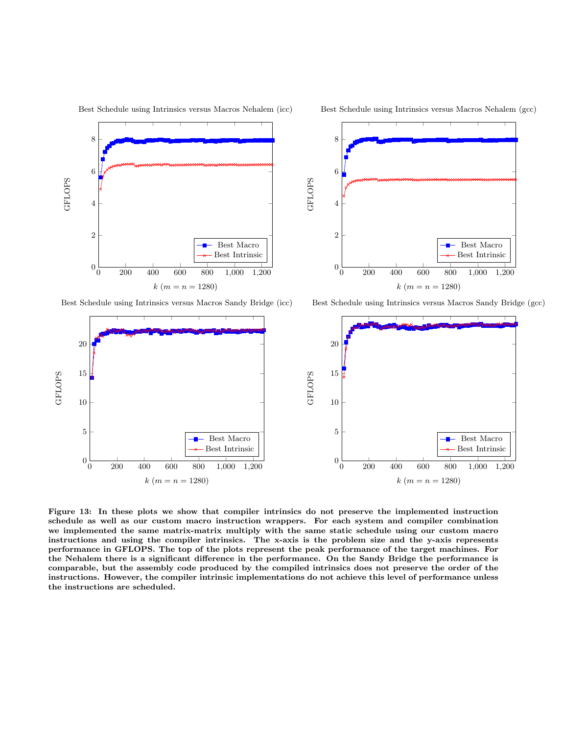Best Schedule using Intrinsics versus Macros Nehalem (icc)

GFLOPS

0
2
4
6
8

0
200
400
600
800
1,000
1,200

$k$ ($m = n = 1280$)

Best Macro
Best Intrinsic

Best Schedule using Intrinsics versus Macros Nehalem (gcc)

GFLOPS

0
2
4
6
8

0
200
400
600
800
1,000
1,200

$k$ ($m = n = 1280$)

Best Macro
Best Intrinsic

Best Schedule using Intrinsics versus Macros Sandy Bridge (icc)

GFLOPS

0
5
10
15
20

0
200
400
600
800
1,000
1,200

$k$ ($m = n = 1280$)

Best Macro
Best Intrinsic

Best Schedule using Intrinsics versus Macros Sandy Bridge (gcc)

GFLOPS

0
5
10
15
20

0
200
400
600
800
1,000
1,200

$k$ ($m = n = 1280$)

Best Macro
Best Intrinsic

**Figure 13: In these plots we show that compiler intrinsics do not preserve the implemented instruction schedule as well as our custom macro instruction wrappers. For each system and compiler combination we implemented the same matrix-matrix multiply with the same static schedule using our custom macro instructions and using the compiler intrinsics. The x-axis is the problem size and the y-axis represents performance in GFLOPS. The top of the plots represent the peak performance of the target machines. For the Nehalem there is a significant difference in the performance. On the Sandy Bridge the performance is comparable, but the assembly code produced by the compiled intrinsics does not preserve the order of the instructions. However, the compiler intrinsic implementations do not achieve this level of performance unless the instructions are scheduled.**